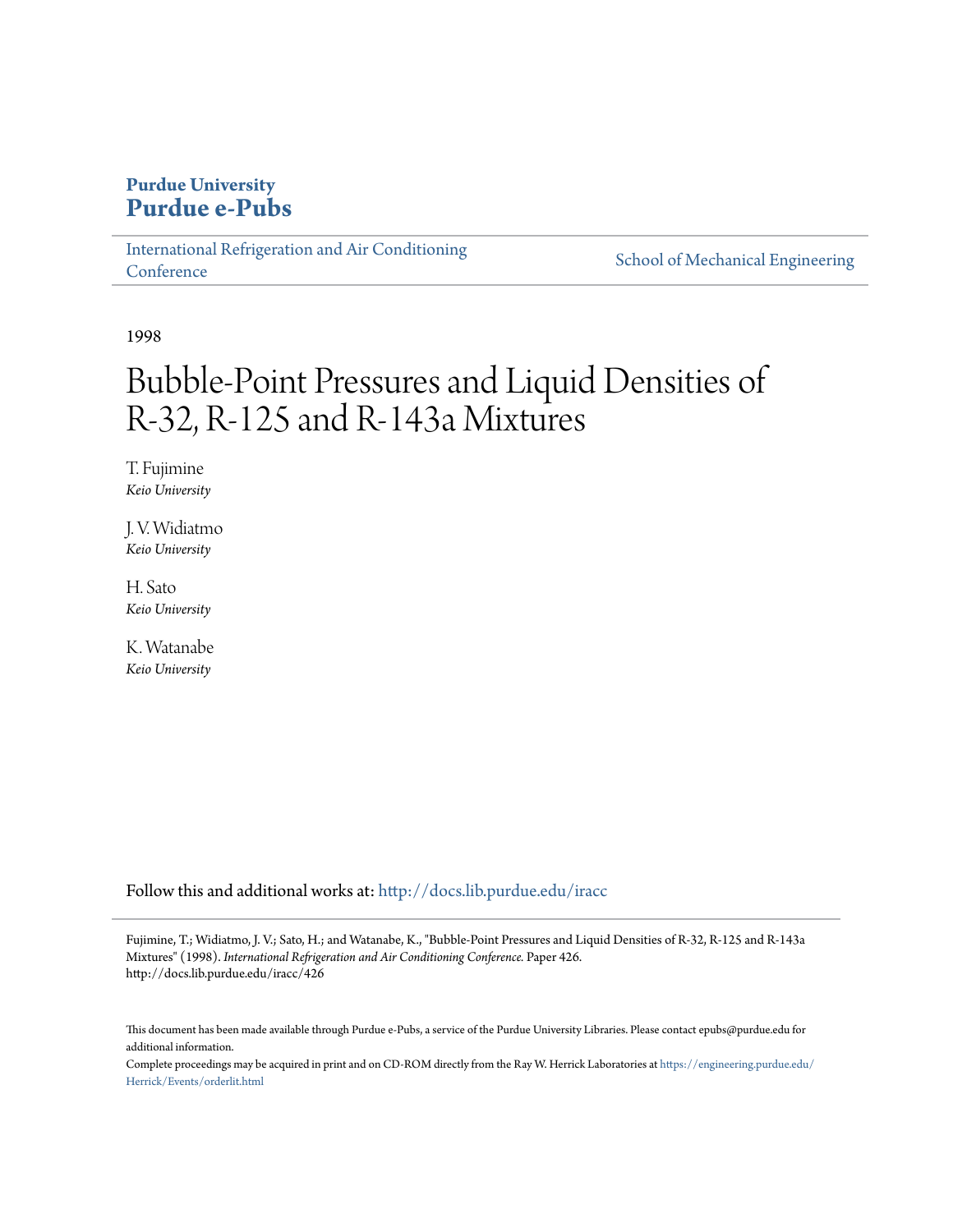**Purdue University**
**Purdue e-Pubs**

International Refrigeration and Air Conditioning Conference | School of Mechanical Engineering

1998

# Bubble-Point Pressures and Liquid Densities of R-32, R-125 and R-143a Mixtures

T. Fujimine
*Keio University*

J. V. Widiatmo
*Keio University*

H. Sato
*Keio University*

K. Watanabe
*Keio University*

Follow this and additional works at: http://docs.lib.purdue.edu/iracc

Fujimine, T.; Widiatmo, J. V.; Sato, H.; and Watanabe, K., "Bubble-Point Pressures and Liquid Densities of R-32, R-125 and R-143a Mixtures" (1998). *International Refrigeration and Air Conditioning Conference.* Paper 426.
http://docs.lib.purdue.edu/iracc/426

This document has been made available through Purdue e-Pubs, a service of the Purdue University Libraries. Please contact epubs@purdue.edu for additional information.

Complete proceedings may be acquired in print and on CD-ROM directly from the Ray W. Herrick Laboratories at https://engineering.purdue.edu/Herrick/Events/orderlit.html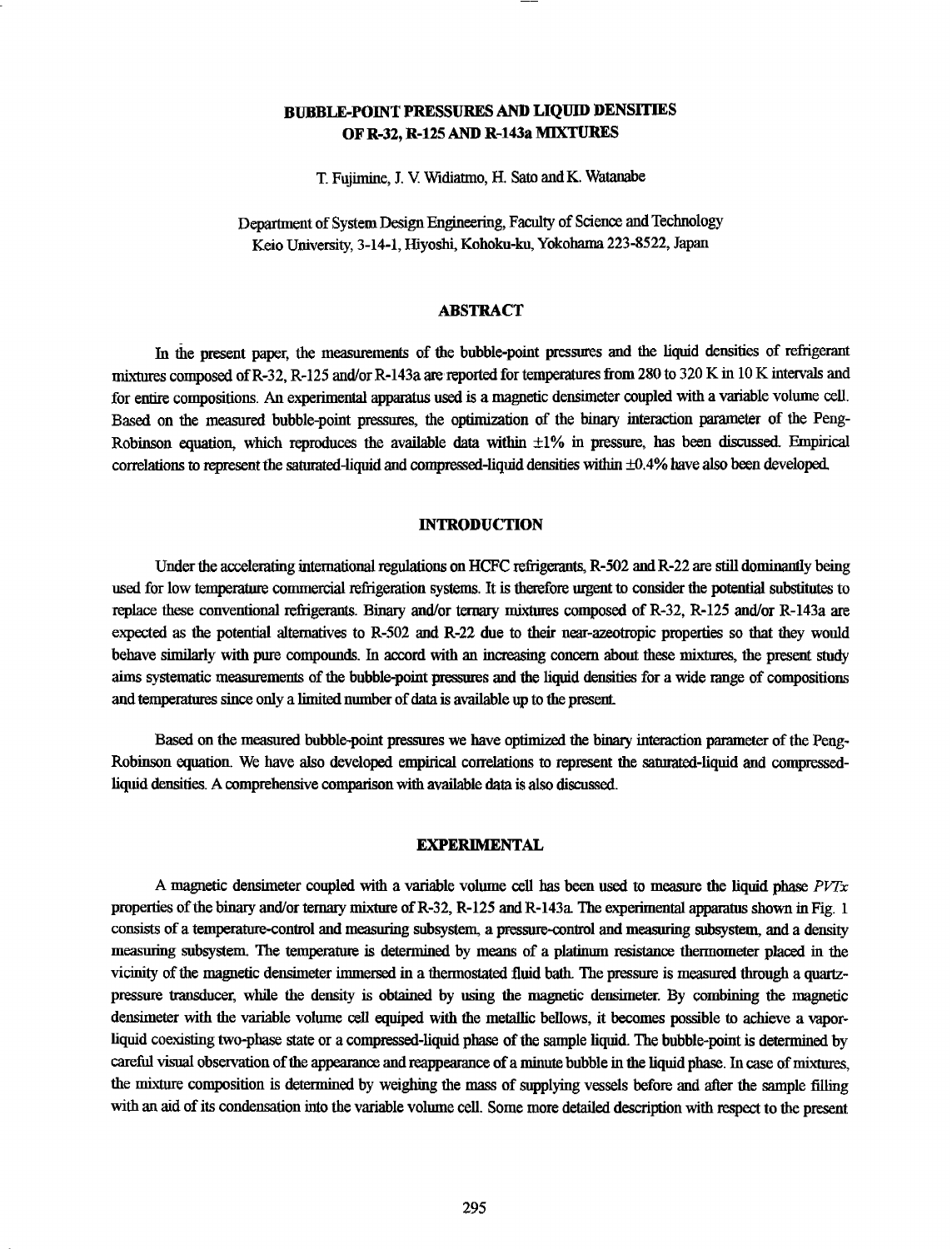# BUBBLE-POINT PRESSURES AND LIQUID DENSITIES OF R-32, R-125 AND R-143a MIXTURES

T. Fujimine, J. V. Widiatmo, H. Sato and K. Watanabe

Department of System Design Engineering, Faculty of Science and Technology
Keio University, 3-14-1, Hiyoshi, Kohoku-ku, Yokohama 223-8522, Japan

## ABSTRACT

In the present paper, the measurements of the bubble-point pressures and the liquid densities of refrigerant mixtures composed of R-32, R-125 and/or R-143a are reported for temperatures from 280 to 320 K in 10 K intervals and for entire compositions. An experimental apparatus used is a magnetic densimeter coupled with a variable volume cell. Based on the measured bubble-point pressures, the optimization of the binary interaction parameter of the Peng-Robinson equation, which reproduces the available data within ±1% in pressure, has been discussed. Empirical correlations to represent the saturated-liquid and compressed-liquid densities within ±0.4% have also been developed.

## INTRODUCTION

Under the accelerating international regulations on HCFC refrigerants, R-502 and R-22 are still dominantly being used for low temperature commercial refrigeration systems. It is therefore urgent to consider the potential substitutes to replace these conventional refrigerants. Binary and/or ternary mixtures composed of R-32, R-125 and/or R-143a are expected as the potential alternatives to R-502 and R-22 due to their near-azeotropic properties so that they would behave similarly with pure compounds. In accord with an increasing concern about these mixtures, the present study aims systematic measurements of the bubble-point pressures and the liquid densities for a wide range of compositions and temperatures since only a limited number of data is available up to the present.

Based on the measured bubble-point pressures we have optimized the binary interaction parameter of the Peng-Robinson equation. We have also developed empirical correlations to represent the saturated-liquid and compressed-liquid densities. A comprehensive comparison with available data is also discussed.

## EXPERIMENTAL

A magnetic densimeter coupled with a variable volume cell has been used to measure the liquid phase *PVTx* properties of the binary and/or ternary mixture of R-32, R-125 and R-143a. The experimental apparatus shown in Fig. 1 consists of a temperature-control and measuring subsystem, a pressure-control and measuring subsystem, and a density measuring subsystem. The temperature is determined by means of a platinum resistance thermometer placed in the vicinity of the magnetic densimeter immersed in a thermostated fluid bath. The pressure is measured through a quartz-pressure transducer, while the density is obtained by using the magnetic densimeter. By combining the magnetic densimeter with the variable volume cell equiped with the metallic bellows, it becomes possible to achieve a vapor-liquid coexisting two-phase state or a compressed-liquid phase of the sample liquid. The bubble-point is determined by careful visual observation of the appearance and reappearance of a minute bubble in the liquid phase. In case of mixtures, the mixture composition is determined by weighing the mass of supplying vessels before and after the sample filling with an aid of its condensation into the variable volume cell. Some more detailed description with respect to the present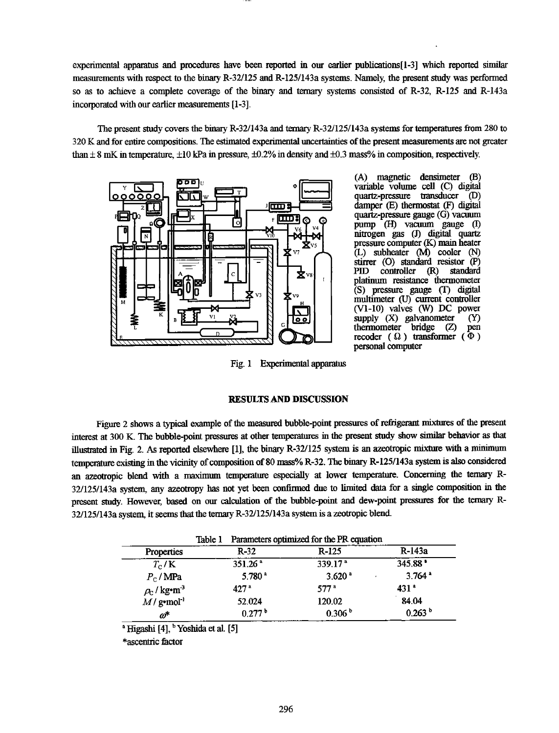experimental apparatus and procedures have been reported in our earlier publications[1-3] which reported similar measurements with respect to the binary R-32/125 and R-125/143a systems. Namely, the present study was performed so as to achieve a complete coverage of the binary and ternary systems consisted of R-32, R-125 and R-143a incorporated with our earlier measurements [1-3].

The present study covers the binary R-32/143a and ternary R-32/125/143a systems for temperatures from 280 to 320 K and for entire compositions. The estimated experimental uncertainties of the present measurements are not greater than ± 8 mK in temperature, ±10 kPa in pressure, ±0.2% in density and ±0.3 mass% in composition, respectively.

(A) magnetic densimeter (B) variable volume cell (C) digital quartz-pressure transducer (D) damper (E) thermostat (F) digital quartz-pressure gauge (G) vacuum pump (H) vacuum gauge (I) nitrogen gas (J) digital quartz pressure computer (K) main heater (L) subheater (M) cooler (N) stirrer (O) standard resistor (P) PID controller (R) standard platinum resistance thermometer (S) pressure gauge (T) digital multimeter (U) current controller (V1-10) valves (W) DC power supply (X) galvanometer (Y) thermometer bridge (Z) pen recoder (Ω) transformer (Φ) personal computer

Fig. 1 Experimental apparatus

## RESULTS AND DISCUSSION

Figure 2 shows a typical example of the measured bubble-point pressures of refrigerant mixtures of the present interest at 300 K. The bubble-point pressures at other temperatures in the present study show similar behavior as that illustrated in Fig. 2. As reported elsewhere [1], the binary R-32/125 system is an azeotropic mixture with a minimum temperature existing in the vicinity of composition of 80 mass% R-32. The binary R-125/143a system is also considered an azeotropic blend with a maximum temperature especially at lower temperature. Concerning the ternary R-32/125/143a system, any azeotropy has not yet been confirmed due to limited data for a single composition in the present study. However, based on our calculation of the bubble-point and dew-point pressures for the ternary R-32/125/143a system, it seems that the ternary R-32/125/143a system is a zeotropic blend.

Table 1 Parameters optimized for the PR equation

| Properties | R-32 | R-125 | R-143a |
|---|---|---|---|
| $T_C$ / K | 351.26 [a] | 339.17 [a] | 345.88 [a] |
| $P_C$ / MPa | 5.780 [a] | 3.620 [a] | 3.764 [a] |
| $\rho_C$ / kg·m$^{-3}$ | 427 [a] | 577 [a] | 431 [a] |
| $M$ / g·mol$^{-1}$ | 52.024 | 120.02 | 84.04 |
| $\omega$* | 0.277 [b] | 0.306 [b] | 0.263 [b] |

[a] Higashi [4], [b] Yoshida et al. [5]

*ascentric factor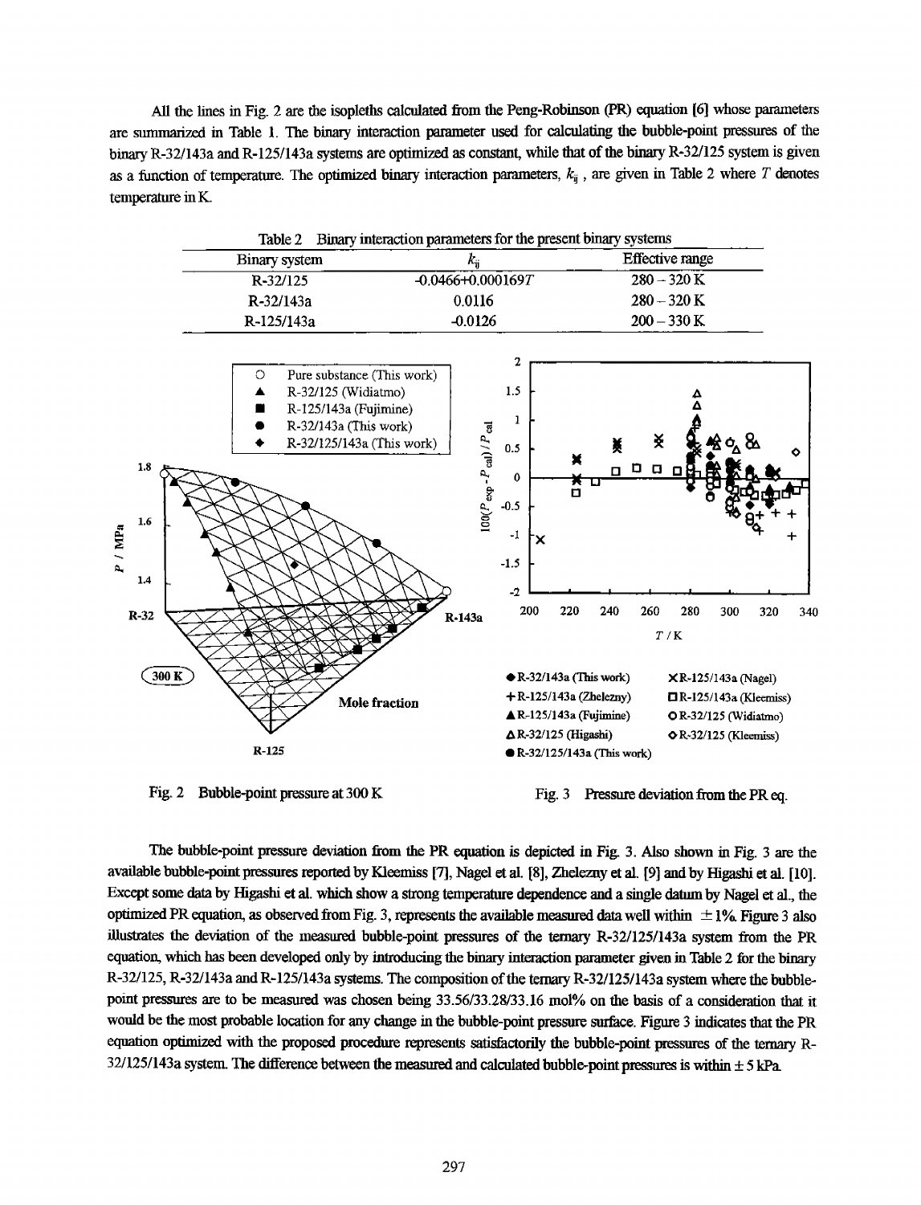All the lines in Fig. 2 are the isopleths calculated from the Peng-Robinson (PR) equation [6] whose parameters are summarized in Table 1. The binary interaction parameter used for calculating the bubble-point pressures of the binary R-32/143a and R-125/143a systems are optimized as constant, while that of the binary R-32/125 system is given as a function of temperature. The optimized binary interaction parameters, $k_{ij}$, are given in Table 2 where $T$ denotes temperature in K.

Table 2 Binary interaction parameters for the present binary systems

| Binary system | $k_{ij}$ | Effective range |
|---|---|---|
| R-32/125 | $-0.0466+0.000169T$ | 280 – 320 K |
| R-32/143a | 0.0116 | 280 – 320 K |
| R-125/143a | -0.0126 | 200 – 330 K |

Fig. 2 Bubble-point pressure at 300 K

Fig. 3 Pressure deviation from the PR eq.

The bubble-point pressure deviation from the PR equation is depicted in Fig. 3. Also shown in Fig. 3 are the available bubble-point pressures reported by Kleemiss [7], Nagel et al. [8], Zhelezny et al. [9] and by Higashi et al. [10]. Except some data by Higashi et al. which show a strong temperature dependence and a single datum by Nagel et al., the optimized PR equation, as observed from Fig. 3, represents the available measured data well within $\pm 1\%$. Figure 3 also illustrates the deviation of the measured bubble-point pressures of the ternary R-32/125/143a system from the PR equation, which has been developed only by introducing the binary interaction parameter given in Table 2 for the binary R-32/125, R-32/143a and R-125/143a systems. The composition of the ternary R-32/125/143a system where the bubble-point pressures are to be measured was chosen being 33.56/33.28/33.16 mol% on the basis of a consideration that it would be the most probable location for any change in the bubble-point pressure surface. Figure 3 indicates that the PR equation optimized with the proposed procedure represents satisfactorily the bubble-point pressures of the ternary R-32/125/143a system. The difference between the measured and calculated bubble-point pressures is within $\pm 5$ kPa.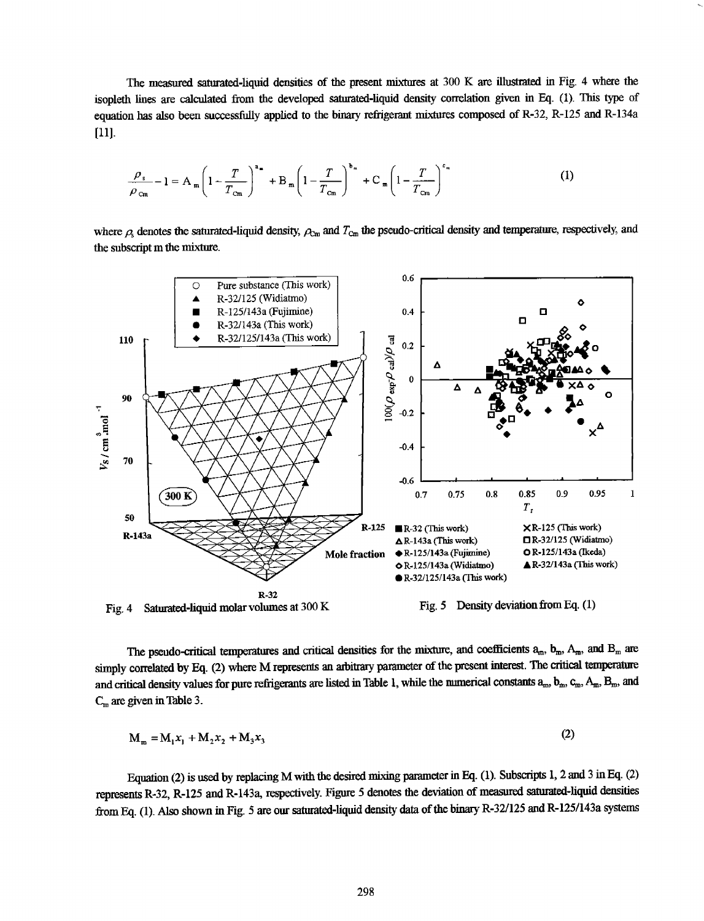The measured saturated-liquid densities of the present mixtures at 300 K are illustrated in Fig. 4 where the isopleth lines are calculated from the developed saturated-liquid density correlation given in Eq. (1). This type of equation has also been successfully applied to the binary refrigerant mixtures composed of R-32, R-125 and R-134a [11].

$$\frac{\rho_s}{\rho_{Cm}} - 1 = A_m\left(1 - \frac{T}{T_{Cm}}\right)^{a_m} + B_m\left(1 - \frac{T}{T_{Cm}}\right)^{b_m} + C_m\left(1 - \frac{T}{T_{Cm}}\right)^{c_m} \quad (1)$$

where $\rho_s$ denotes the saturated-liquid density, $\rho_{Cm}$ and $T_{Cm}$ the pseudo-critical density and temperature, respectively, and the subscript m the mixture.

Fig. 4 Saturated-liquid molar volumes at 300 K

Fig. 5 Density deviation from Eq. (1)

The pseudo-critical temperatures and critical densities for the mixture, and coefficients $a_m$, $b_m$, $A_m$, and $B_m$ are simply correlated by Eq. (2) where M represents an arbitrary parameter of the present interest. The critical temperature and critical density values for pure refrigerants are listed in Table 1, while the numerical constants $a_m$, $b_m$, $c_m$, $A_m$, $B_m$, and $C_m$ are given in Table 3.

$$M_m = M_1 x_1 + M_2 x_2 + M_3 x_3 \quad (2)$$

Equation (2) is used by replacing M with the desired mixing parameter in Eq. (1). Subscripts 1, 2 and 3 in Eq. (2) represents R-32, R-125 and R-143a, respectively. Figure 5 denotes the deviation of measured saturated-liquid densities from Eq. (1). Also shown in Fig. 5 are our saturated-liquid density data of the binary R-32/125 and R-125/143a systems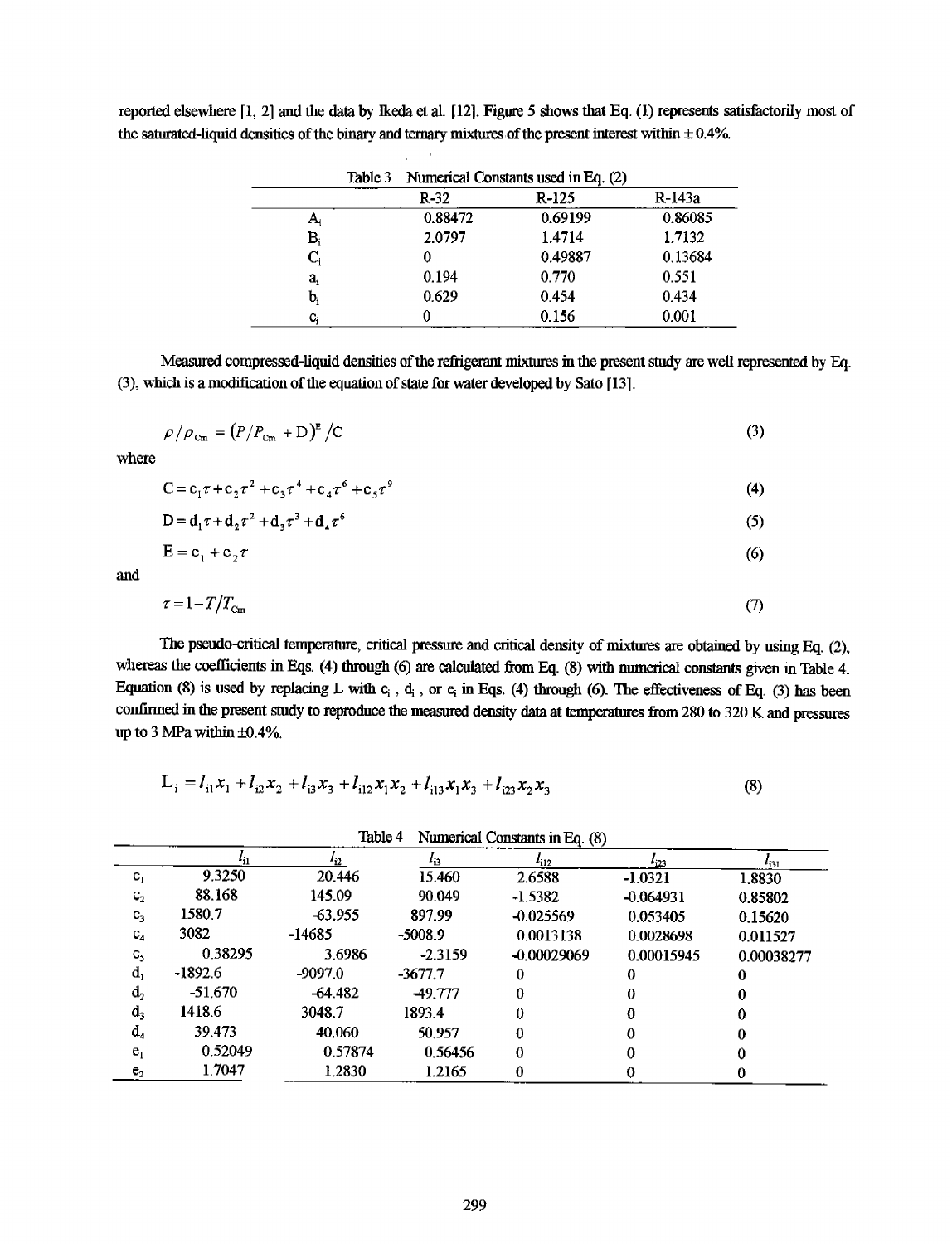reported elsewhere [1, 2] and the data by Ikeda et al. [12]. Figure 5 shows that Eq. (1) represents satisfactorily most of the saturated-liquid densities of the binary and ternary mixtures of the present interest within ± 0.4%.

Table 3 Numerical Constants used in Eq. (2)

| | R-32 | R-125 | R-143a |
|---|---|---|---|
| $A_i$ | 0.88472 | 0.69199 | 0.86085 |
| $B_i$ | 2.0797 | 1.4714 | 1.7132 |
| $C_i$ | 0 | 0.49887 | 0.13684 |
| $a_i$ | 0.194 | 0.770 | 0.551 |
| $b_i$ | 0.629 | 0.454 | 0.434 |
| $c_i$ | 0 | 0.156 | 0.001 |

Measured compressed-liquid densities of the refrigerant mixtures in the present study are well represented by Eq. (3), which is a modification of the equation of state for water developed by Sato [13].

$$\rho/\rho_{Cm} = (P/P_{Cm} + D)^E / C \tag{3}$$

where

$$C = c_1\tau + c_2\tau^2 + c_3\tau^4 + c_4\tau^6 + c_5\tau^9 \tag{4}$$

$$D = d_1\tau + d_2\tau^2 + d_3\tau^3 + d_4\tau^6 \tag{5}$$

$$E = e_1 + e_2\tau \tag{6}$$

and

$$\tau = 1 - T/T_{Cm} \tag{7}$$

The pseudo-critical temperature, critical pressure and critical density of mixtures are obtained by using Eq. (2), whereas the coefficients in Eqs. (4) through (6) are calculated from Eq. (8) with numerical constants given in Table 4. Equation (8) is used by replacing L with $c_i$, $d_i$, or $e_i$ in Eqs. (4) through (6). The effectiveness of Eq. (3) has been confirmed in the present study to reproduce the measured density data at temperatures from 280 to 320 K and pressures up to 3 MPa within ±0.4%.

$$L_i = l_{i1}x_1 + l_{i2}x_2 + l_{i3}x_3 + l_{i12}x_1x_2 + l_{i13}x_1x_3 + l_{i23}x_2x_3 \tag{8}$$

Table 4 Numerical Constants in Eq. (8)

| | $l_{i1}$ | $l_{i2}$ | $l_{i3}$ | $l_{i12}$ | $l_{i23}$ | $l_{i31}$ |
|---|---|---|---|---|---|---|
| $c_1$ | 9.3250 | 20.446 | 15.460 | 2.6588 | -1.0321 | 1.8830 |
| $c_2$ | 88.168 | 145.09 | 90.049 | -1.5382 | -0.064931 | 0.85802 |
| $c_3$ | 1580.7 | -63.955 | 897.99 | -0.025569 | 0.053405 | 0.15620 |
| $c_4$ | 3082 | -14685 | -5008.9 | 0.0013138 | 0.0028698 | 0.011527 |
| $c_5$ | 0.38295 | 3.6986 | -2.3159 | -0.00029069 | 0.00015945 | 0.00038277 |
| $d_1$ | -1892.6 | -9097.0 | -3677.7 | 0 | 0 | 0 |
| $d_2$ | -51.670 | -64.482 | -49.777 | 0 | 0 | 0 |
| $d_3$ | 1418.6 | 3048.7 | 1893.4 | 0 | 0 | 0 |
| $d_4$ | 39.473 | 40.060 | 50.957 | 0 | 0 | 0 |
| $e_1$ | 0.52049 | 0.57874 | 0.56456 | 0 | 0 | 0 |
| $e_2$ | 1.7047 | 1.2830 | 1.2165 | 0 | 0 | 0 |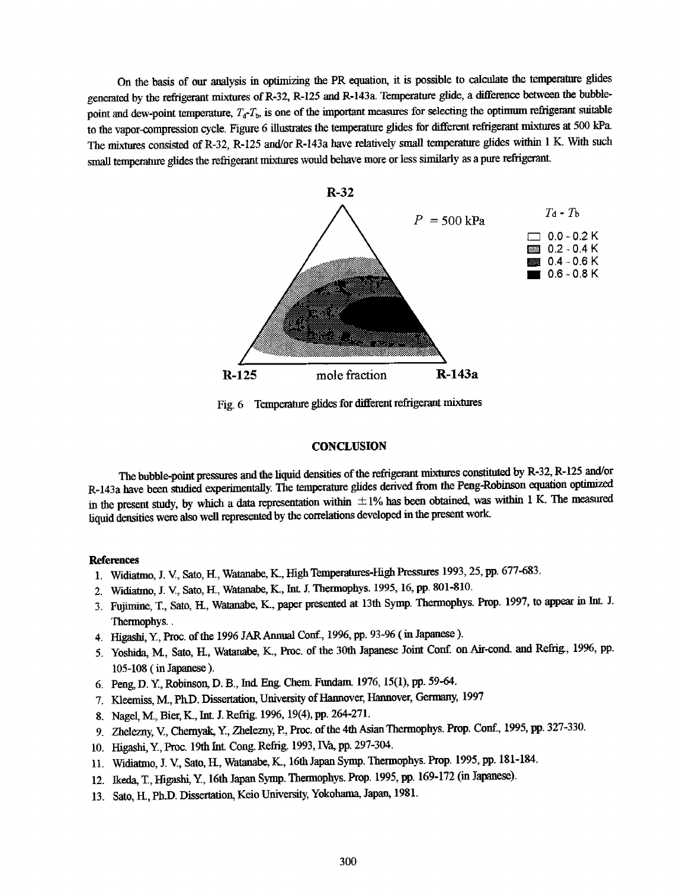On the basis of our analysis in optimizing the PR equation, it is possible to calculate the temperature glides generated by the refrigerant mixtures of R-32, R-125 and R-143a. Temperature glide, a difference between the bubble-point and dew-point temperature, $T_d$-$T_b$, is one of the important measures for selecting the optimum refrigerant suitable to the vapor-compression cycle. Figure 6 illustrates the temperature glides for different refrigerant mixtures at 500 kPa. The mixtures consisted of R-32, R-125 and/or R-143a have relatively small temperature glides within 1 K. With such small temperature glides the refrigerant mixtures would behave more or less similarly as a pure refrigerant.

R-32

$P$ = 500 kPa

$T_d$ - $T_b$

0.0 - 0.2 K
0.2 - 0.4 K
0.4 - 0.6 K
0.6 - 0.8 K

R-125

mole fraction

R-143a

Fig. 6 Temperature glides for different refrigerant mixtures

## CONCLUSION

The bubble-point pressures and the liquid densities of the refrigerant mixtures constituted by R-32, R-125 and/or R-143a have been studied experimentally. The temperature glides derived from the Peng-Robinson equation optimized in the present study, by which a data representation within ±1% has been obtained, was within 1 K. The measured liquid densities were also well represented by the correlations developed in the present work.

### References

1. Widiatmo, J. V., Sato, H., Watanabe, K., High Temperatures-High Pressures 1993, 25, pp. 677-683.
2. Widiatmo, J. V., Sato, H., Watanabe, K., Int. J. Thermophys. 1995, 16, pp. 801-810.
3. Fujimine, T., Sato, H., Watanabe, K., paper presented at 13th Symp. Thermophys. Prop. 1997, to appear in Int. J. Thermophys..
4. Higashi, Y., Proc. of the 1996 JAR Annual Conf., 1996, pp. 93-96 ( in Japanese ).
5. Yoshida, M., Sato, H., Watanabe, K., Proc. of the 30th Japanese Joint Conf. on Air-cond. and Refrig., 1996, pp. 105-108 ( in Japanese ).
6. Peng, D. Y., Robinson, D. B., Ind. Eng. Chem. Fundam. 1976, 15(1), pp. 59-64.
7. Kleemiss, M., Ph.D. Dissertation, University of Hannover, Hannover, Germany, 1997
8. Nagel, M., Bier, K., Int. J. Refrig. 1996, 19(4), pp. 264-271.
9. Zhelezny, V., Chernyak, Y., Zhelezny, P., Proc. of the 4th Asian Thermophys. Prop. Conf., 1995, pp. 327-330.
10. Higashi, Y., Proc. 19th Int. Cong. Refrig. 1993, IVa, pp. 297-304.
11. Widiatmo, J. V., Sato, H., Watanabe, K., 16th Japan Symp. Thermophys. Prop. 1995, pp. 181-184.
12. Ikeda, T., Higashi, Y., 16th Japan Symp. Thermophys. Prop. 1995, pp. 169-172 (in Japanese).
13. Sato, H., Ph.D. Dissertation, Keio University, Yokohama, Japan, 1981.